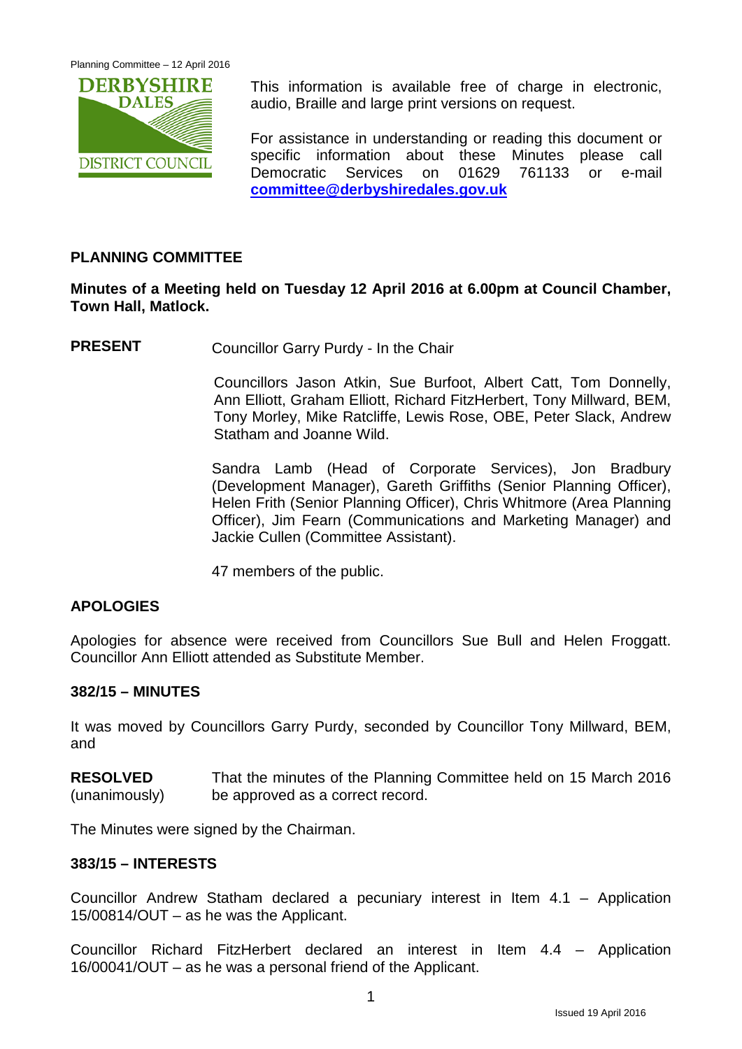This information is available free of charge in electronic, audio, Braille and large print versions on request.

For assistance in understanding or reading this document or specific information about these Minutes please call Democratic Services on 01629 761133 or e-mail **committee@derbyshiredales.gov.uk**

## PLANNING COMMITTEE

**Minutes of a Meeting held on Tuesday 12 April 2016 at 6.00pm at Council Chamber, Town Hall, Matlock.**

**PRESENT** Councillor Garry Purdy - In the Chair

Councillors Jason Atkin, Sue Burfoot, Albert Catt, Tom Donnelly, Ann Elliott, Graham Elliott, Richard FitzHerbert, Tony Millward, BEM, Tony Morley, Mike Ratcliffe, Lewis Rose, OBE, Peter Slack, Andrew Statham and Joanne Wild.

Sandra Lamb (Head of Corporate Services), Jon Bradbury (Development Manager), Gareth Griffiths (Senior Planning Officer), Helen Frith (Senior Planning Officer), Chris Whitmore (Area Planning Officer), Jim Fearn (Communications and Marketing Manager) and Jackie Cullen (Committee Assistant).

47 members of the public.

### APOLOGIES

Apologies for absence were received from Councillors Sue Bull and Helen Froggatt. Councillor Ann Elliott attended as Substitute Member.

### 382/15 – MINUTES

It was moved by Councillors Garry Purdy, seconded by Councillor Tony Millward, BEM, and

**RESOLVED** (unanimously) That the minutes of the Planning Committee held on 15 March 2016 be approved as a correct record.

The Minutes were signed by the Chairman.

### 383/15 – INTERESTS

Councillor Andrew Statham declared a pecuniary interest in Item 4.1 – Application 15/00814/OUT – as he was the Applicant.

Councillor Richard FitzHerbert declared an interest in Item 4.4 – Application 16/00041/OUT – as he was a personal friend of the Applicant.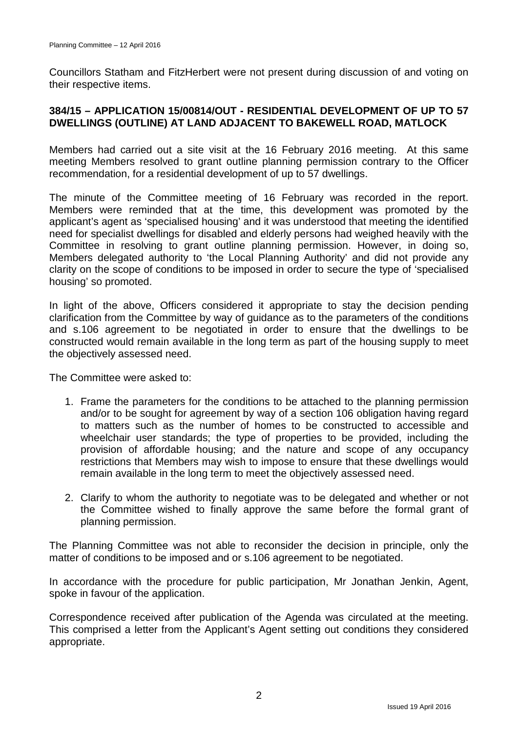Councillors Statham and FitzHerbert were not present during discussion of and voting on their respective items.

**384/15 – APPLICATION 15/00814/OUT - RESIDENTIAL DEVELOPMENT OF UP TO 57 DWELLINGS (OUTLINE) AT LAND ADJACENT TO BAKEWELL ROAD, MATLOCK**

Members had carried out a site visit at the 16 February 2016 meeting. At this same meeting Members resolved to grant outline planning permission contrary to the Officer recommendation, for a residential development of up to 57 dwellings.

The minute of the Committee meeting of 16 February was recorded in the report. Members were reminded that at the time, this development was promoted by the applicant's agent as 'specialised housing' and it was understood that meeting the identified need for specialist dwellings for disabled and elderly persons had weighed heavily with the Committee in resolving to grant outline planning permission. However, in doing so, Members delegated authority to 'the Local Planning Authority' and did not provide any clarity on the scope of conditions to be imposed in order to secure the type of 'specialised housing' so promoted.

In light of the above, Officers considered it appropriate to stay the decision pending clarification from the Committee by way of guidance as to the parameters of the conditions and s.106 agreement to be negotiated in order to ensure that the dwellings to be constructed would remain available in the long term as part of the housing supply to meet the objectively assessed need.

The Committee were asked to:

1. Frame the parameters for the conditions to be attached to the planning permission and/or to be sought for agreement by way of a section 106 obligation having regard to matters such as the number of homes to be constructed to accessible and wheelchair user standards; the type of properties to be provided, including the provision of affordable housing; and the nature and scope of any occupancy restrictions that Members may wish to impose to ensure that these dwellings would remain available in the long term to meet the objectively assessed need.
2. Clarify to whom the authority to negotiate was to be delegated and whether or not the Committee wished to finally approve the same before the formal grant of planning permission.

The Planning Committee was not able to reconsider the decision in principle, only the matter of conditions to be imposed and or s.106 agreement to be negotiated.

In accordance with the procedure for public participation, Mr Jonathan Jenkin, Agent, spoke in favour of the application.

Correspondence received after publication of the Agenda was circulated at the meeting. This comprised a letter from the Applicant's Agent setting out conditions they considered appropriate.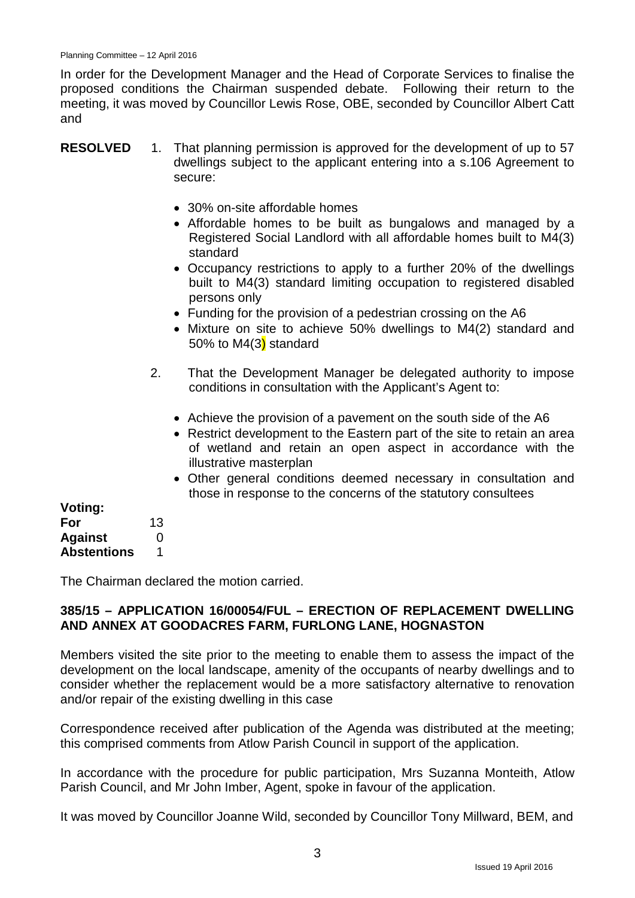In order for the Development Manager and the Head of Corporate Services to finalise the proposed conditions the Chairman suspended debate. Following their return to the meeting, it was moved by Councillor Lewis Rose, OBE, seconded by Councillor Albert Catt and

**RESOLVED**

1. That planning permission is approved for the development of up to 57 dwellings subject to the applicant entering into a s.106 Agreement to secure:

   - 30% on-site affordable homes
   - Affordable homes to be built as bungalows and managed by a Registered Social Landlord with all affordable homes built to M4(3) standard
   - Occupancy restrictions to apply to a further 20% of the dwellings built to M4(3) standard limiting occupation to registered disabled persons only
   - Funding for the provision of a pedestrian crossing on the A6
   - Mixture on site to achieve 50% dwellings to M4(2) standard and 50% to M4(3) standard

2. That the Development Manager be delegated authority to impose conditions in consultation with the Applicant's Agent to:

   - Achieve the provision of a pavement on the south side of the A6
   - Restrict development to the Eastern part of the site to retain an area of wetland and retain an open aspect in accordance with the illustrative masterplan
   - Other general conditions deemed necessary in consultation and those in response to the concerns of the statutory consultees

**Voting:**

| | |
|---|---|
| **For** | 13 |
| **Against** | 0 |
| **Abstentions** | 1 |

The Chairman declared the motion carried.

### 385/15 – APPLICATION 16/00054/FUL – ERECTION OF REPLACEMENT DWELLING AND ANNEX AT GOODACRES FARM, FURLONG LANE, HOGNASTON

Members visited the site prior to the meeting to enable them to assess the impact of the development on the local landscape, amenity of the occupants of nearby dwellings and to consider whether the replacement would be a more satisfactory alternative to renovation and/or repair of the existing dwelling in this case

Correspondence received after publication of the Agenda was distributed at the meeting; this comprised comments from Atlow Parish Council in support of the application.

In accordance with the procedure for public participation, Mrs Suzanna Monteith, Atlow Parish Council, and Mr John Imber, Agent, spoke in favour of the application.

It was moved by Councillor Joanne Wild, seconded by Councillor Tony Millward, BEM, and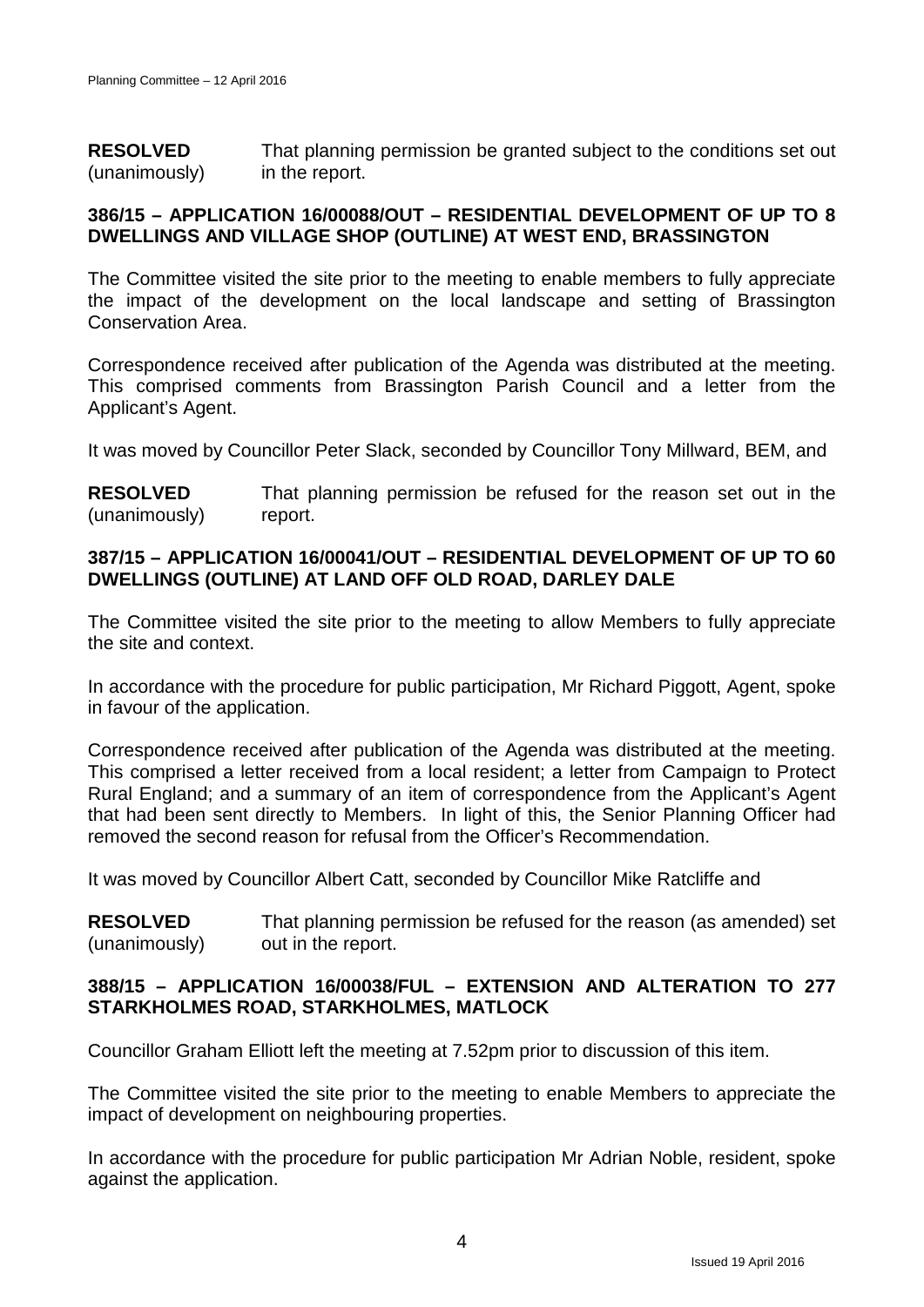**RESOLVED** (unanimously) That planning permission be granted subject to the conditions set out in the report.

**386/15 – APPLICATION 16/00088/OUT – RESIDENTIAL DEVELOPMENT OF UP TO 8 DWELLINGS AND VILLAGE SHOP (OUTLINE) AT WEST END, BRASSINGTON**

The Committee visited the site prior to the meeting to enable members to fully appreciate the impact of the development on the local landscape and setting of Brassington Conservation Area.

Correspondence received after publication of the Agenda was distributed at the meeting. This comprised comments from Brassington Parish Council and a letter from the Applicant's Agent.

It was moved by Councillor Peter Slack, seconded by Councillor Tony Millward, BEM, and

**RESOLVED** (unanimously) That planning permission be refused for the reason set out in the report.

**387/15 – APPLICATION 16/00041/OUT – RESIDENTIAL DEVELOPMENT OF UP TO 60 DWELLINGS (OUTLINE) AT LAND OFF OLD ROAD, DARLEY DALE**

The Committee visited the site prior to the meeting to allow Members to fully appreciate the site and context.

In accordance with the procedure for public participation, Mr Richard Piggott, Agent, spoke in favour of the application.

Correspondence received after publication of the Agenda was distributed at the meeting. This comprised a letter received from a local resident; a letter from Campaign to Protect Rural England; and a summary of an item of correspondence from the Applicant's Agent that had been sent directly to Members. In light of this, the Senior Planning Officer had removed the second reason for refusal from the Officer's Recommendation.

It was moved by Councillor Albert Catt, seconded by Councillor Mike Ratcliffe and

**RESOLVED** (unanimously) That planning permission be refused for the reason (as amended) set out in the report.

**388/15 – APPLICATION 16/00038/FUL – EXTENSION AND ALTERATION TO 277 STARKHOLMES ROAD, STARKHOLMES, MATLOCK**

Councillor Graham Elliott left the meeting at 7.52pm prior to discussion of this item.

The Committee visited the site prior to the meeting to enable Members to appreciate the impact of development on neighbouring properties.

In accordance with the procedure for public participation Mr Adrian Noble, resident, spoke against the application.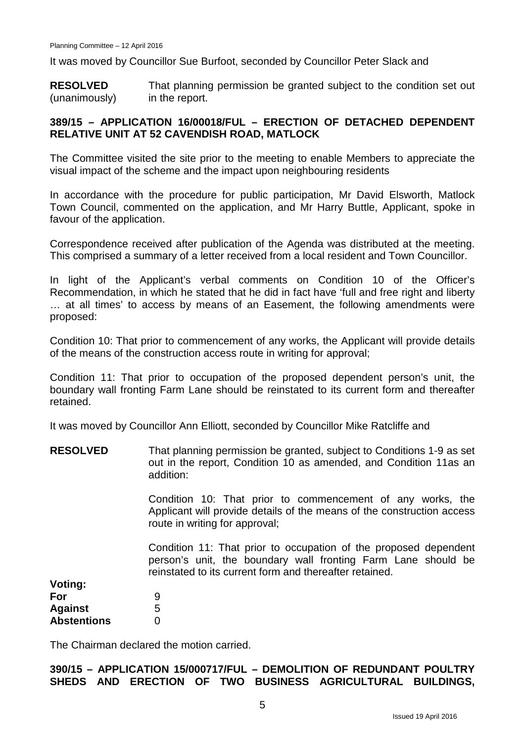It was moved by Councillor Sue Burfoot, seconded by Councillor Peter Slack and

**RESOLVED** (unanimously) That planning permission be granted subject to the condition set out in the report.

## 389/15 – APPLICATION 16/00018/FUL – ERECTION OF DETACHED DEPENDENT RELATIVE UNIT AT 52 CAVENDISH ROAD, MATLOCK

The Committee visited the site prior to the meeting to enable Members to appreciate the visual impact of the scheme and the impact upon neighbouring residents

In accordance with the procedure for public participation, Mr David Elsworth, Matlock Town Council, commented on the application, and Mr Harry Buttle, Applicant, spoke in favour of the application.

Correspondence received after publication of the Agenda was distributed at the meeting. This comprised a summary of a letter received from a local resident and Town Councillor.

In light of the Applicant's verbal comments on Condition 10 of the Officer's Recommendation, in which he stated that he did in fact have 'full and free right and liberty … at all times' to access by means of an Easement, the following amendments were proposed:

Condition 10: That prior to commencement of any works, the Applicant will provide details of the means of the construction access route in writing for approval;

Condition 11: That prior to occupation of the proposed dependent person's unit, the boundary wall fronting Farm Lane should be reinstated to its current form and thereafter retained.

It was moved by Councillor Ann Elliott, seconded by Councillor Mike Ratcliffe and

**RESOLVED** That planning permission be granted, subject to Conditions 1-9 as set out in the report, Condition 10 as amended, and Condition 11as an addition:

Condition 10: That prior to commencement of any works, the Applicant will provide details of the means of the construction access route in writing for approval;

Condition 11: That prior to occupation of the proposed dependent person's unit, the boundary wall fronting Farm Lane should be reinstated to its current form and thereafter retained.

**Voting:**
**For** 9
**Against** 5
**Abstentions** 0

The Chairman declared the motion carried.

## 390/15 – APPLICATION 15/000717/FUL – DEMOLITION OF REDUNDANT POULTRY SHEDS AND ERECTION OF TWO BUSINESS AGRICULTURAL BUILDINGS,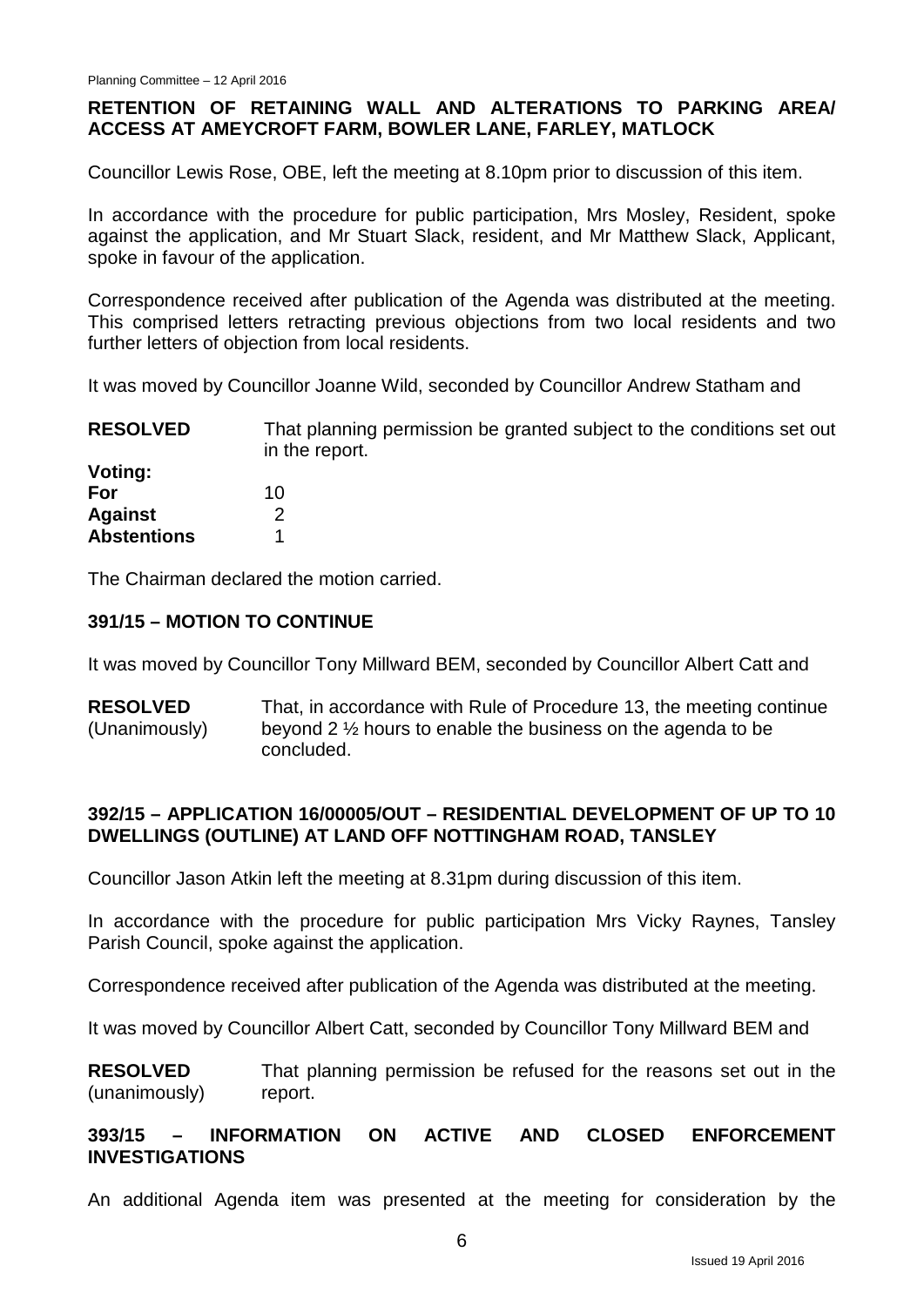## RETENTION OF RETAINING WALL AND ALTERATIONS TO PARKING AREA/ ACCESS AT AMEYCROFT FARM, BOWLER LANE, FARLEY, MATLOCK

Councillor Lewis Rose, OBE, left the meeting at 8.10pm prior to discussion of this item.

In accordance with the procedure for public participation, Mrs Mosley, Resident, spoke against the application, and Mr Stuart Slack, resident, and Mr Matthew Slack, Applicant, spoke in favour of the application.

Correspondence received after publication of the Agenda was distributed at the meeting. This comprised letters retracting previous objections from two local residents and two further letters of objection from local residents.

It was moved by Councillor Joanne Wild, seconded by Councillor Andrew Statham and

**RESOLVED** That planning permission be granted subject to the conditions set out in the report.

**Voting:**

| | |
|---|---|
| **For** | 10 |
| **Against** | 2 |
| **Abstentions** | 1 |

The Chairman declared the motion carried.

## 391/15 – MOTION TO CONTINUE

It was moved by Councillor Tony Millward BEM, seconded by Councillor Albert Catt and

**RESOLVED** (Unanimously) That, in accordance with Rule of Procedure 13, the meeting continue beyond 2 ½ hours to enable the business on the agenda to be concluded.

## 392/15 – APPLICATION 16/00005/OUT – RESIDENTIAL DEVELOPMENT OF UP TO 10 DWELLINGS (OUTLINE) AT LAND OFF NOTTINGHAM ROAD, TANSLEY

Councillor Jason Atkin left the meeting at 8.31pm during discussion of this item.

In accordance with the procedure for public participation Mrs Vicky Raynes, Tansley Parish Council, spoke against the application.

Correspondence received after publication of the Agenda was distributed at the meeting.

It was moved by Councillor Albert Catt, seconded by Councillor Tony Millward BEM and

**RESOLVED** (unanimously) That planning permission be refused for the reasons set out in the report.

## 393/15 – INFORMATION ON ACTIVE AND CLOSED ENFORCEMENT INVESTIGATIONS

An additional Agenda item was presented at the meeting for consideration by the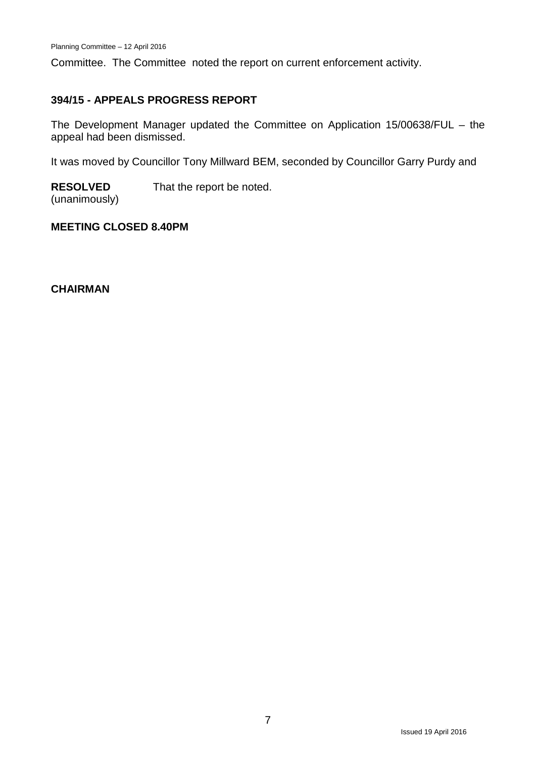Committee. The Committee noted the report on current enforcement activity.

## 394/15 - APPEALS PROGRESS REPORT

The Development Manager updated the Committee on Application 15/00638/FUL – the appeal had been dismissed.

It was moved by Councillor Tony Millward BEM, seconded by Councillor Garry Purdy and

**RESOLVED** (unanimously) That the report be noted.

**MEETING CLOSED 8.40PM**

**CHAIRMAN**

Issued 19 April 2016